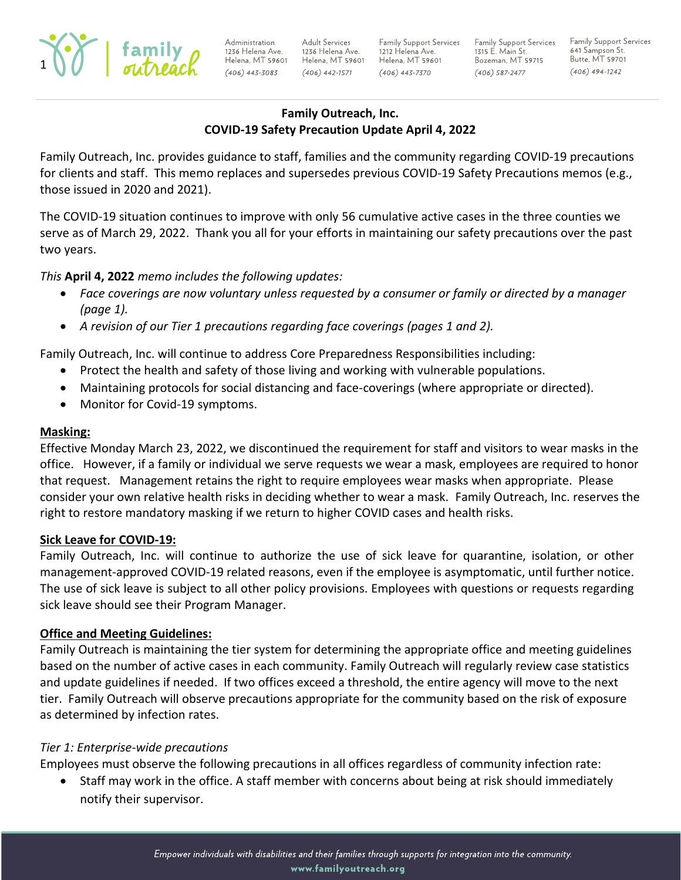**Family Outreach, Inc.**
**COVID-19 Safety Precaution Update April 4, 2022**

Family Outreach, Inc. provides guidance to staff, families and the community regarding COVID-19 precautions for clients and staff. This memo replaces and supersedes previous COVID-19 Safety Precautions memos (e.g., those issued in 2020 and 2021).

The COVID-19 situation continues to improve with only 56 cumulative active cases in the three counties we serve as of March 29, 2022. Thank you all for your efforts in maintaining our safety precautions over the past two years.

*This* ***April 4, 2022*** *memo includes the following updates:*

- *Face coverings are now voluntary unless requested by a consumer or family or directed by a manager (page 1).*
- *A revision of our Tier 1 precautions regarding face coverings (pages 1 and 2).*

Family Outreach, Inc. will continue to address Core Preparedness Responsibilities including:

- Protect the health and safety of those living and working with vulnerable populations.
- Maintaining protocols for social distancing and face-coverings (where appropriate or directed).
- Monitor for Covid-19 symptoms.

**<u>Masking:</u>**

Effective Monday March 23, 2022, we discontinued the requirement for staff and visitors to wear masks in the office. However, if a family or individual we serve requests we wear a mask, employees are required to honor that request. Management retains the right to require employees wear masks when appropriate. Please consider your own relative health risks in deciding whether to wear a mask. Family Outreach, Inc. reserves the right to restore mandatory masking if we return to higher COVID cases and health risks.

**<u>Sick Leave for COVID-19:</u>**

Family Outreach, Inc. will continue to authorize the use of sick leave for quarantine, isolation, or other management-approved COVID-19 related reasons, even if the employee is asymptomatic, until further notice. The use of sick leave is subject to all other policy provisions. Employees with questions or requests regarding sick leave should see their Program Manager.

**<u>Office and Meeting Guidelines:</u>**

Family Outreach is maintaining the tier system for determining the appropriate office and meeting guidelines based on the number of active cases in each community. Family Outreach will regularly review case statistics and update guidelines if needed. If two offices exceed a threshold, the entire agency will move to the next tier. Family Outreach will observe precautions appropriate for the community based on the risk of exposure as determined by infection rates.

*Tier 1: Enterprise-wide precautions*

Employees must observe the following precautions in all offices regardless of community infection rate:

- Staff may work in the office. A staff member with concerns about being at risk should immediately notify their supervisor.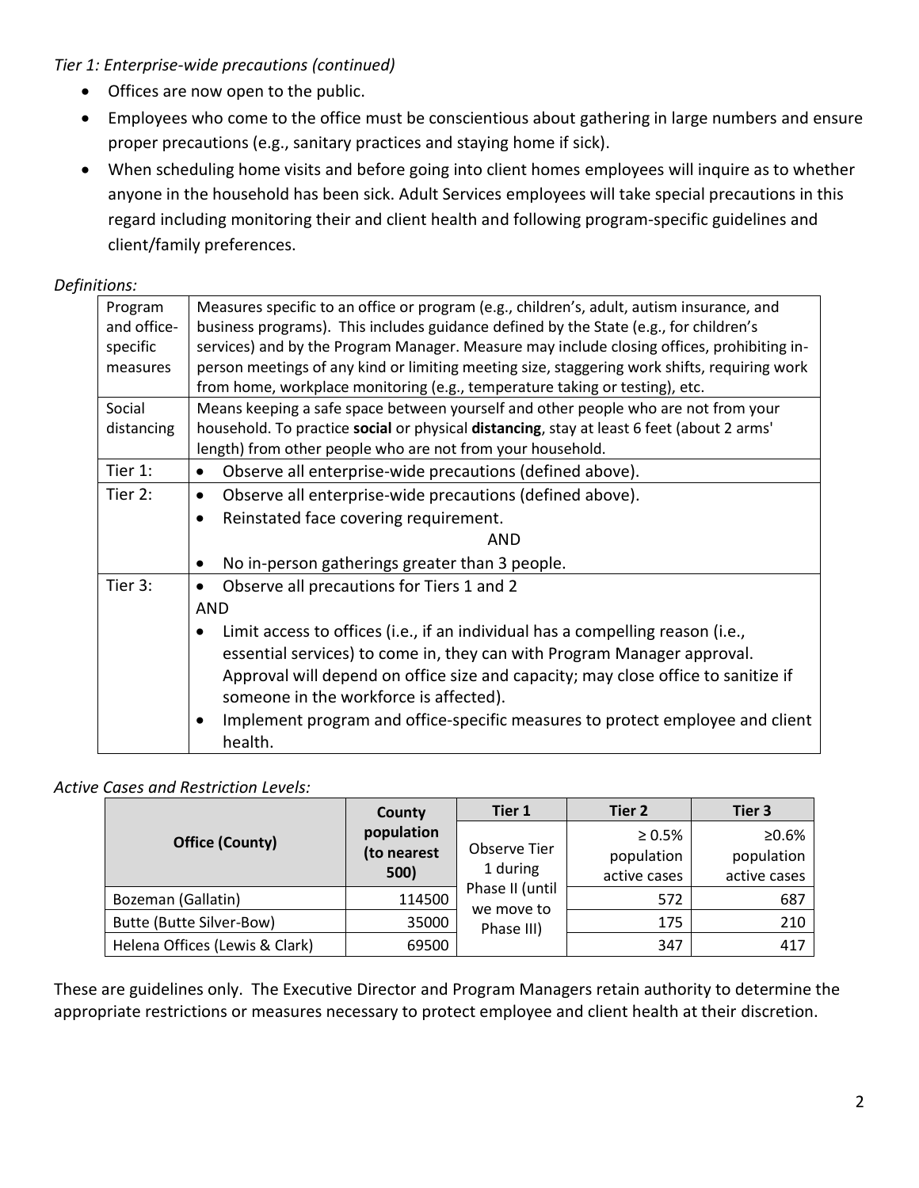*Tier 1: Enterprise-wide precautions (continued)*

- Offices are now open to the public.
- Employees who come to the office must be conscientious about gathering in large numbers and ensure proper precautions (e.g., sanitary practices and staying home if sick).
- When scheduling home visits and before going into client homes employees will inquire as to whether anyone in the household has been sick. Adult Services employees will take special precautions in this regard including monitoring their and client health and following program-specific guidelines and client/family preferences.

*Definitions:*

| | |
|---|---|
| Program and office-specific measures | Measures specific to an office or program (e.g., children's, adult, autism insurance, and business programs). This includes guidance defined by the State (e.g., for children's services) and by the Program Manager. Measure may include closing offices, prohibiting in-person meetings of any kind or limiting meeting size, staggering work shifts, requiring work from home, workplace monitoring (e.g., temperature taking or testing), etc. |
| Social distancing | Means keeping a safe space between yourself and other people who are not from your household. To practice **social** or physical **distancing**, stay at least 6 feet (about 2 arms' length) from other people who are not from your household. |
| Tier 1: | • Observe all enterprise-wide precautions (defined above). |
| Tier 2: | • Observe all enterprise-wide precautions (defined above).<br>• Reinstated face covering requirement.<br>AND<br>• No in-person gatherings greater than 3 people. |
| Tier 3: | • Observe all precautions for Tiers 1 and 2<br>AND<br>• Limit access to offices (i.e., if an individual has a compelling reason (i.e., essential services) to come in, they can with Program Manager approval. Approval will depend on office size and capacity; may close office to sanitize if someone in the workforce is affected).<br>• Implement program and office-specific measures to protect employee and client health. |

*Active Cases and Restriction Levels:*

| Office (County) | County population (to nearest 500) | Tier 1 | Tier 2 | Tier 3 |
|---|---|---|---|---|
| | | Observe Tier 1 during Phase II (until we move to Phase III) | ≥ 0.5% population active cases | ≥0.6% population active cases |
| Bozeman (Gallatin) | 114500 | | 572 | 687 |
| Butte (Butte Silver-Bow) | 35000 | | 175 | 210 |
| Helena Offices (Lewis & Clark) | 69500 | | 347 | 417 |

These are guidelines only. The Executive Director and Program Managers retain authority to determine the appropriate restrictions or measures necessary to protect employee and client health at their discretion.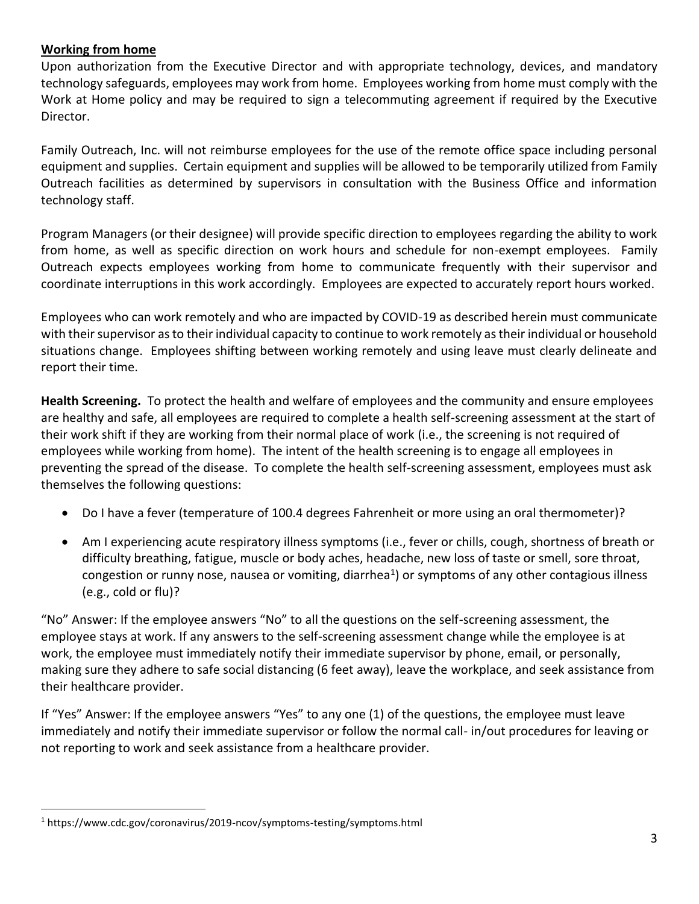**Working from home**

Upon authorization from the Executive Director and with appropriate technology, devices, and mandatory technology safeguards, employees may work from home. Employees working from home must comply with the Work at Home policy and may be required to sign a telecommuting agreement if required by the Executive Director.

Family Outreach, Inc. will not reimburse employees for the use of the remote office space including personal equipment and supplies. Certain equipment and supplies will be allowed to be temporarily utilized from Family Outreach facilities as determined by supervisors in consultation with the Business Office and information technology staff.

Program Managers (or their designee) will provide specific direction to employees regarding the ability to work from home, as well as specific direction on work hours and schedule for non-exempt employees. Family Outreach expects employees working from home to communicate frequently with their supervisor and coordinate interruptions in this work accordingly. Employees are expected to accurately report hours worked.

Employees who can work remotely and who are impacted by COVID-19 as described herein must communicate with their supervisor as to their individual capacity to continue to work remotely as their individual or household situations change. Employees shifting between working remotely and using leave must clearly delineate and report their time.

**Health Screening.** To protect the health and welfare of employees and the community and ensure employees are healthy and safe, all employees are required to complete a health self-screening assessment at the start of their work shift if they are working from their normal place of work (i.e., the screening is not required of employees while working from home). The intent of the health screening is to engage all employees in preventing the spread of the disease. To complete the health self-screening assessment, employees must ask themselves the following questions:

- Do I have a fever (temperature of 100.4 degrees Fahrenheit or more using an oral thermometer)?
- Am I experiencing acute respiratory illness symptoms (i.e., fever or chills, cough, shortness of breath or difficulty breathing, fatigue, muscle or body aches, headache, new loss of taste or smell, sore throat, congestion or runny nose, nausea or vomiting, diarrhea[1]) or symptoms of any other contagious illness (e.g., cold or flu)?

"No" Answer: If the employee answers "No" to all the questions on the self-screening assessment, the employee stays at work. If any answers to the self-screening assessment change while the employee is at work, the employee must immediately notify their immediate supervisor by phone, email, or personally, making sure they adhere to safe social distancing (6 feet away), leave the workplace, and seek assistance from their healthcare provider.

If "Yes" Answer: If the employee answers "Yes" to any one (1) of the questions, the employee must leave immediately and notify their immediate supervisor or follow the normal call- in/out procedures for leaving or not reporting to work and seek assistance from a healthcare provider.

[1] https://www.cdc.gov/coronavirus/2019-ncov/symptoms-testing/symptoms.html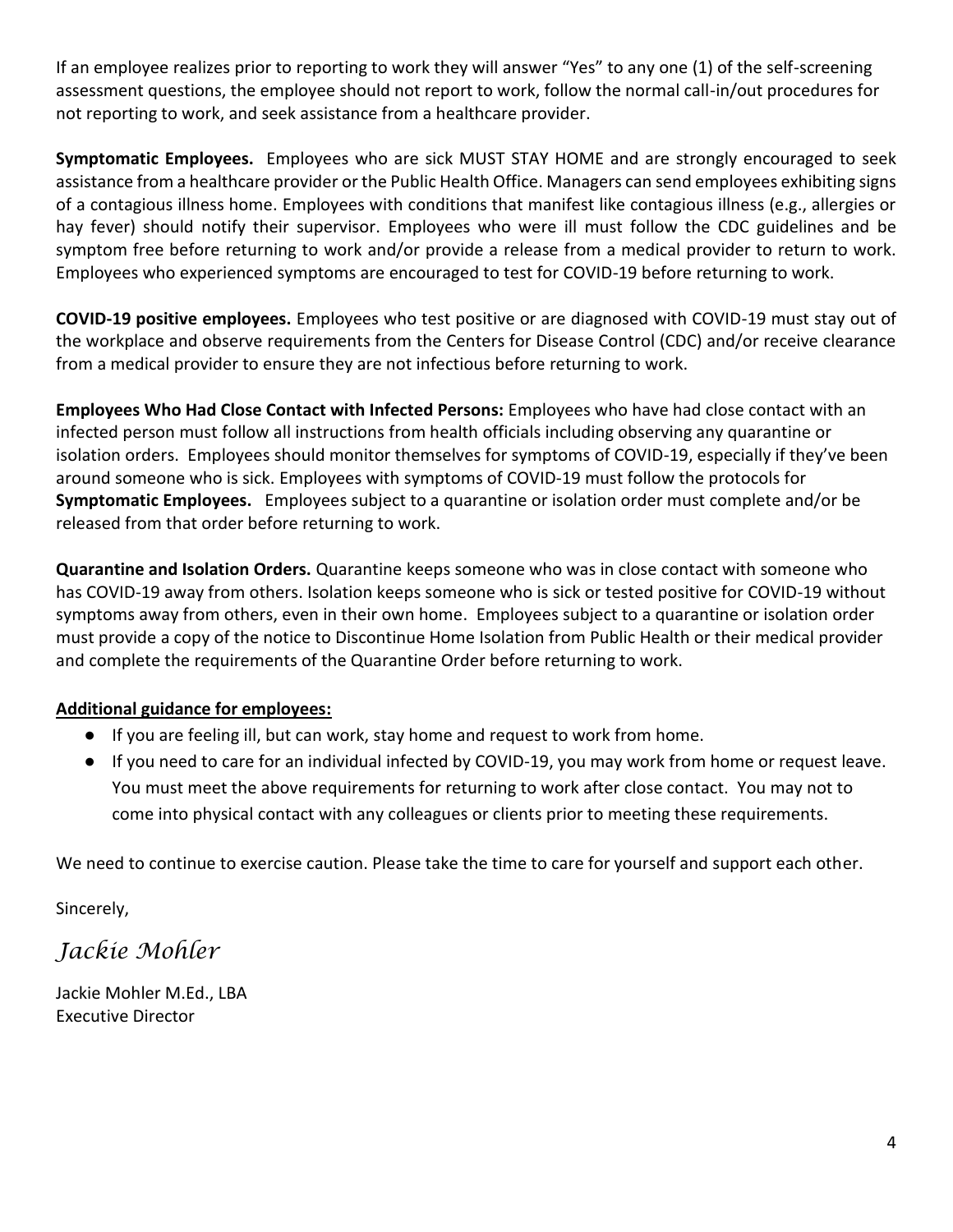If an employee realizes prior to reporting to work they will answer "Yes" to any one (1) of the self-screening assessment questions, the employee should not report to work, follow the normal call-in/out procedures for not reporting to work, and seek assistance from a healthcare provider.

**Symptomatic Employees.** Employees who are sick MUST STAY HOME and are strongly encouraged to seek assistance from a healthcare provider or the Public Health Office. Managers can send employees exhibiting signs of a contagious illness home. Employees with conditions that manifest like contagious illness (e.g., allergies or hay fever) should notify their supervisor. Employees who were ill must follow the CDC guidelines and be symptom free before returning to work and/or provide a release from a medical provider to return to work. Employees who experienced symptoms are encouraged to test for COVID-19 before returning to work.

**COVID-19 positive employees.** Employees who test positive or are diagnosed with COVID-19 must stay out of the workplace and observe requirements from the Centers for Disease Control (CDC) and/or receive clearance from a medical provider to ensure they are not infectious before returning to work.

**Employees Who Had Close Contact with Infected Persons:** Employees who have had close contact with an infected person must follow all instructions from health officials including observing any quarantine or isolation orders. Employees should monitor themselves for symptoms of COVID-19, especially if they've been around someone who is sick. Employees with symptoms of COVID-19 must follow the protocols for **Symptomatic Employees.** Employees subject to a quarantine or isolation order must complete and/or be released from that order before returning to work.

**Quarantine and Isolation Orders.** Quarantine keeps someone who was in close contact with someone who has COVID-19 away from others. Isolation keeps someone who is sick or tested positive for COVID-19 without symptoms away from others, even in their own home. Employees subject to a quarantine or isolation order must provide a copy of the notice to Discontinue Home Isolation from Public Health or their medical provider and complete the requirements of the Quarantine Order before returning to work.

**Additional guidance for employees:**

- If you are feeling ill, but can work, stay home and request to work from home.
- If you need to care for an individual infected by COVID-19, you may work from home or request leave. You must meet the above requirements for returning to work after close contact. You may not to come into physical contact with any colleagues or clients prior to meeting these requirements.

We need to continue to exercise caution. Please take the time to care for yourself and support each other.

Sincerely,

*Jackie Mohler*

Jackie Mohler M.Ed., LBA
Executive Director